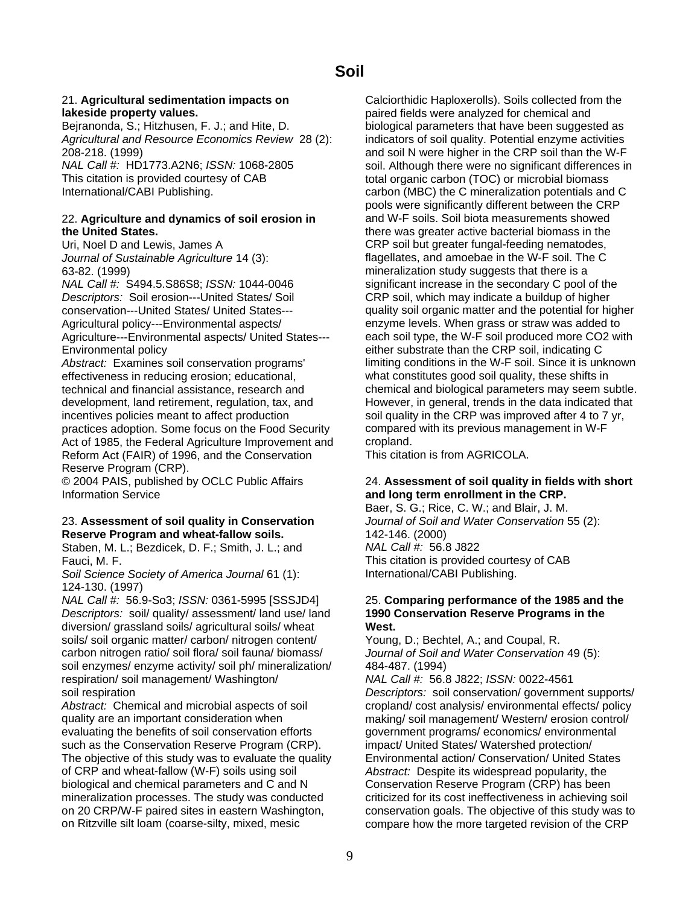# Soil

21. **Agricultural sedimentation impacts on lakeside property values.**
Bejranonda, S.; Hitzhusen, F. J.; and Hite, D.
*Agricultural and Resource Economics Review* 28 (2): 208-218. (1999)
*NAL Call #:* HD1773.A2N6; *ISSN:* 1068-2805
This citation is provided courtesy of CAB International/CABI Publishing.

22. **Agriculture and dynamics of soil erosion in the United States.**
Uri, Noel D and Lewis, James A
*Journal of Sustainable Agriculture* 14 (3): 63-82. (1999)
*NAL Call #:* S494.5.S86S8; *ISSN:* 1044-0046
*Descriptors:* Soil erosion---United States/ Soil conservation---United States/ United States---Agricultural policy---Environmental aspects/ Agriculture---Environmental aspects/ United States---Environmental policy
*Abstract:* Examines soil conservation programs' effectiveness in reducing erosion; educational, technical and financial assistance, research and development, land retirement, regulation, tax, and incentives policies meant to affect production practices adoption. Some focus on the Food Security Act of 1985, the Federal Agriculture Improvement and Reform Act (FAIR) of 1996, and the Conservation Reserve Program (CRP).
© 2004 PAIS, published by OCLC Public Affairs Information Service

23. **Assessment of soil quality in Conservation Reserve Program and wheat-fallow soils.**
Staben, M. L.; Bezdicek, D. F.; Smith, J. L.; and Fauci, M. F.
*Soil Science Society of America Journal* 61 (1): 124-130. (1997)
*NAL Call #:* 56.9-So3; *ISSN:* 0361-5995 [SSSJD4]
*Descriptors:* soil/ quality/ assessment/ land use/ land diversion/ grassland soils/ agricultural soils/ wheat soils/ soil organic matter/ carbon/ nitrogen content/ carbon nitrogen ratio/ soil flora/ soil fauna/ biomass/ soil enzymes/ enzyme activity/ soil ph/ mineralization/ respiration/ soil management/ Washington/ soil respiration
*Abstract:* Chemical and microbial aspects of soil quality are an important consideration when evaluating the benefits of soil conservation efforts such as the Conservation Reserve Program (CRP). The objective of this study was to evaluate the quality of CRP and wheat-fallow (W-F) soils using soil biological and chemical parameters and C and N mineralization processes. The study was conducted on 20 CRP/W-F paired sites in eastern Washington, on Ritzville silt loam (coarse-silty, mixed, mesic Calciorthidic Haploxerolls). Soils collected from the paired fields were analyzed for chemical and biological parameters that have been suggested as indicators of soil quality. Potential enzyme activities and soil N were higher in the CRP soil than the W-F soil. Although there were no significant differences in total organic carbon (TOC) or microbial biomass carbon (MBC) the C mineralization potentials and C pools were significantly different between the CRP and W-F soils. Soil biota measurements showed there was greater active bacterial biomass in the CRP soil but greater fungal-feeding nematodes, flagellates, and amoebae in the W-F soil. The C mineralization study suggests that there is a significant increase in the secondary C pool of the CRP soil, which may indicate a buildup of higher quality soil organic matter and the potential for higher enzyme levels. When grass or straw was added to each soil type, the W-F soil produced more $CO_2$ with either substrate than the CRP soil, indicating C limiting conditions in the W-F soil. Since it is unknown what constitutes good soil quality, these shifts in chemical and biological parameters may seem subtle. However, in general, trends in the data indicated that soil quality in the CRP was improved after 4 to 7 yr, compared with its previous management in W-F cropland.
This citation is from AGRICOLA.

24. **Assessment of soil quality in fields with short and long term enrollment in the CRP.**
Baer, S. G.; Rice, C. W.; and Blair, J. M.
*Journal of Soil and Water Conservation* 55 (2): 142-146. (2000)
*NAL Call #:* 56.8 J822
This citation is provided courtesy of CAB International/CABI Publishing.

25. **Comparing performance of the 1985 and the 1990 Conservation Reserve Programs in the West.**
Young, D.; Bechtel, A.; and Coupal, R.
*Journal of Soil and Water Conservation* 49 (5): 484-487. (1994)
*NAL Call #:* 56.8 J822; *ISSN:* 0022-4561
*Descriptors:* soil conservation/ government supports/ cropland/ cost analysis/ environmental effects/ policy making/ soil management/ Western/ erosion control/ government programs/ economics/ environmental impact/ United States/ Watershed protection/ Environmental action/ Conservation/ United States
*Abstract:* Despite its widespread popularity, the Conservation Reserve Program (CRP) has been criticized for its cost ineffectiveness in achieving soil conservation goals. The objective of this study was to compare how the more targeted revision of the CRP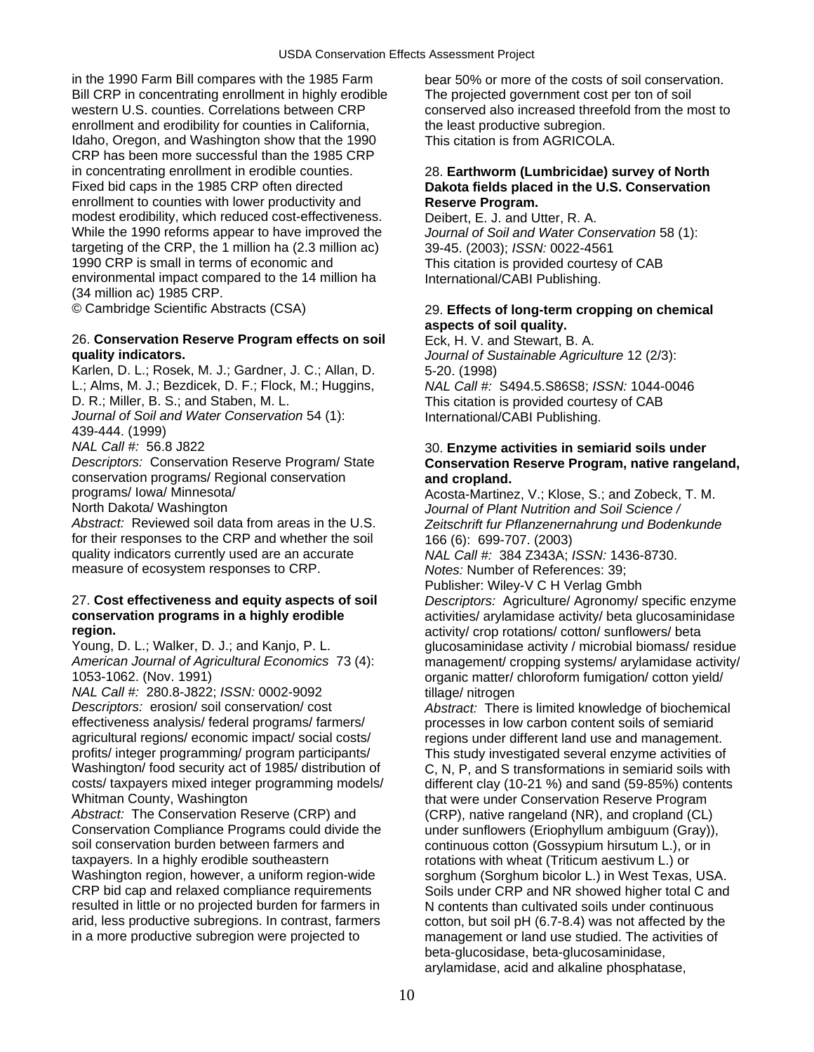in the 1990 Farm Bill compares with the 1985 Farm Bill CRP in concentrating enrollment in highly erodible western U.S. counties. Correlations between CRP enrollment and erodibility for counties in California, Idaho, Oregon, and Washington show that the 1990 CRP has been more successful than the 1985 CRP in concentrating enrollment in erodible counties. Fixed bid caps in the 1985 CRP often directed enrollment to counties with lower productivity and modest erodibility, which reduced cost-effectiveness. While the 1990 reforms appear to have improved the targeting of the CRP, the 1 million ha (2.3 million ac) 1990 CRP is small in terms of economic and environmental impact compared to the 14 million ha (34 million ac) 1985 CRP.
© Cambridge Scientific Abstracts (CSA)

26. **Conservation Reserve Program effects on soil quality indicators.**
Karlen, D. L.; Rosek, M. J.; Gardner, J. C.; Allan, D. L.; Alms, M. J.; Bezdicek, D. F.; Flock, M.; Huggins, D. R.; Miller, B. S.; and Staben, M. L.
*Journal of Soil and Water Conservation* 54 (1): 439-444. (1999)
*NAL Call #:* 56.8 J822
*Descriptors:* Conservation Reserve Program/ State conservation programs/ Regional conservation programs/ Iowa/ Minnesota/ North Dakota/ Washington
*Abstract:* Reviewed soil data from areas in the U.S. for their responses to the CRP and whether the soil quality indicators currently used are an accurate measure of ecosystem responses to CRP.

27. **Cost effectiveness and equity aspects of soil conservation programs in a highly erodible region.**
Young, D. L.; Walker, D. J.; and Kanjo, P. L.
*American Journal of Agricultural Economics* 73 (4): 1053-1062. (Nov. 1991)
*NAL Call #:* 280.8-J822; *ISSN:* 0002-9092
*Descriptors:* erosion/ soil conservation/ cost effectiveness analysis/ federal programs/ farmers/ agricultural regions/ economic impact/ social costs/ profits/ integer programming/ program participants/ Washington/ food security act of 1985/ distribution of costs/ taxpayers mixed integer programming models/ Whitman County, Washington
*Abstract:* The Conservation Reserve (CRP) and Conservation Compliance Programs could divide the soil conservation burden between farmers and taxpayers. In a highly erodible southeastern Washington region, however, a uniform region-wide CRP bid cap and relaxed compliance requirements resulted in little or no projected burden for farmers in arid, less productive subregions. In contrast, farmers in a more productive subregion were projected to bear 50% or more of the costs of soil conservation. The projected government cost per ton of soil conserved also increased threefold from the most to the least productive subregion.
This citation is from AGRICOLA.

28. **Earthworm (Lumbricidae) survey of North Dakota fields placed in the U.S. Conservation Reserve Program.**
Deibert, E. J. and Utter, R. A.
*Journal of Soil and Water Conservation* 58 (1): 39-45. (2003); *ISSN:* 0022-4561
This citation is provided courtesy of CAB International/CABI Publishing.

29. **Effects of long-term cropping on chemical aspects of soil quality.**
Eck, H. V. and Stewart, B. A.
*Journal of Sustainable Agriculture* 12 (2/3): 5-20. (1998)
*NAL Call #:* S494.5.S86S8; *ISSN:* 1044-0046
This citation is provided courtesy of CAB International/CABI Publishing.

30. **Enzyme activities in semiarid soils under Conservation Reserve Program, native rangeland, and cropland.**
Acosta-Martinez, V.; Klose, S.; and Zobeck, T. M.
*Journal of Plant Nutrition and Soil Science / Zeitschrift fur Pflanzenernahrung und Bodenkunde* 166 (6): 699-707. (2003)
*NAL Call #:* 384 Z343A; *ISSN:* 1436-8730.
*Notes:* Number of References: 39; Publisher: Wiley-V C H Verlag Gmbh
*Descriptors:* Agriculture/ Agronomy/ specific enzyme activities/ arylamidase activity/ beta glucosaminidase activity/ crop rotations/ cotton/ sunflowers/ beta glucosaminidase activity / microbial biomass/ residue management/ cropping systems/ arylamidase activity/ organic matter/ chloroform fumigation/ cotton yield/ tillage/ nitrogen
*Abstract:* There is limited knowledge of biochemical processes in low carbon content soils of semiarid regions under different land use and management. This study investigated several enzyme activities of C, N, P, and S transformations in semiarid soils with different clay (10-21 %) and sand (59-85%) contents that were under Conservation Reserve Program (CRP), native rangeland (NR), and cropland (CL) under sunflowers (Eriophyllum ambiguum (Gray)), continuous cotton (Gossypium hirsutum L.), or in rotations with wheat (Triticum aestivum L.) or sorghum (Sorghum bicolor L.) in West Texas, USA. Soils under CRP and NR showed higher total C and N contents than cultivated soils under continuous cotton, but soil pH (6.7-8.4) was not affected by the management or land use studied. The activities of beta-glucosidase, beta-glucosaminidase, arylamidase, acid and alkaline phosphatase,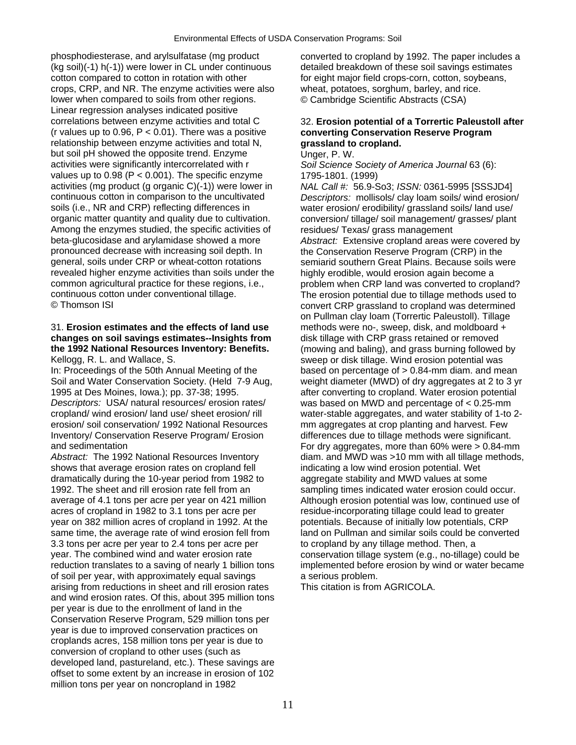phosphodiesterase, and arylsulfatase (mg product (kg soil)(-1) h(-1)) were lower in CL under continuous cotton compared to cotton in rotation with other crops, CRP, and NR. The enzyme activities were also lower when compared to soils from other regions. Linear regression analyses indicated positive correlations between enzyme activities and total C (r values up to 0.96, $P < 0.01$). There was a positive relationship between enzyme activities and total N, but soil pH showed the opposite trend. Enzyme activities were significantly intercorrelated with r values up to 0.98 ($P < 0.001$). The specific enzyme activities (mg product (g organic C)(-1)) were lower in continuous cotton in comparison to the uncultivated soils (i.e., NR and CRP) reflecting differences in organic matter quantity and quality due to cultivation. Among the enzymes studied, the specific activities of beta-glucosidase and arylamidase showed a more pronounced decrease with increasing soil depth. In general, soils under CRP or wheat-cotton rotations revealed higher enzyme activities than soils under the common agricultural practice for these regions, i.e., continuous cotton under conventional tillage.
© Thomson ISI

31. **Erosion estimates and the effects of land use changes on soil savings estimates--Insights from the 1992 National Resources Inventory: Benefits.**
Kellogg, R. L. and Wallace, S.
In: Proceedings of the 50th Annual Meeting of the Soil and Water Conservation Society. (Held 7-9 Aug, 1995 at Des Moines, Iowa.); pp. 37-38; 1995.
*Descriptors:* USA/ natural resources/ erosion rates/ cropland/ wind erosion/ land use/ sheet erosion/ rill erosion/ soil conservation/ 1992 National Resources Inventory/ Conservation Reserve Program/ Erosion and sedimentation
*Abstract:* The 1992 National Resources Inventory shows that average erosion rates on cropland fell dramatically during the 10-year period from 1982 to 1992. The sheet and rill erosion rate fell from an average of 4.1 tons per acre per year on 421 million acres of cropland in 1982 to 3.1 tons per acre per year on 382 million acres of cropland in 1992. At the same time, the average rate of wind erosion fell from 3.3 tons per acre per year to 2.4 tons per acre per year. The combined wind and water erosion rate reduction translates to a saving of nearly 1 billion tons of soil per year, with approximately equal savings arising from reductions in sheet and rill erosion rates and wind erosion rates. Of this, about 395 million tons per year is due to the enrollment of land in the Conservation Reserve Program, 529 million tons per year is due to improved conservation practices on croplands acres, 158 million tons per year is due to conversion of cropland to other uses (such as developed land, pastureland, etc.). These savings are offset to some extent by an increase in erosion of 102 million tons per year on noncropland in 1982 converted to cropland by 1992. The paper includes a detailed breakdown of these soil savings estimates for eight major field crops-corn, cotton, soybeans, wheat, potatoes, sorghum, barley, and rice.
© Cambridge Scientific Abstracts (CSA)

32. **Erosion potential of a Torrertic Paleustoll after converting Conservation Reserve Program grassland to cropland.**
Unger, P. W.
*Soil Science Society of America Journal* 63 (6): 1795-1801. (1999)
*NAL Call #:* 56.9-So3; *ISSN:* 0361-5995 [SSSJD4]
*Descriptors:* mollisols/ clay loam soils/ wind erosion/ water erosion/ erodibility/ grassland soils/ land use/ conversion/ tillage/ soil management/ grasses/ plant residues/ Texas/ grass management
*Abstract:* Extensive cropland areas were covered by the Conservation Reserve Program (CRP) in the semiarid southern Great Plains. Because soils were highly erodible, would erosion again become a problem when CRP land was converted to cropland? The erosion potential due to tillage methods used to convert CRP grassland to cropland was determined on Pullman clay loam (Torrertic Paleustoll). Tillage methods were no-, sweep, disk, and moldboard + disk tillage with CRP grass retained or removed (mowing and baling), and grass burning followed by sweep or disk tillage. Wind erosion potential was based on percentage of > 0.84-mm diam. and mean weight diameter (MWD) of dry aggregates at 2 to 3 yr after converting to cropland. Water erosion potential was based on MWD and percentage of < 0.25-mm water-stable aggregates, and water stability of 1-to 2-mm aggregates at crop planting and harvest. Few differences due to tillage methods were significant. For dry aggregates, more than 60% were > 0.84-mm diam. and MWD was >10 mm with all tillage methods, indicating a low wind erosion potential. Wet aggregate stability and MWD values at some sampling times indicated water erosion could occur. Although erosion potential was low, continued use of residue-incorporating tillage could lead to greater potentials. Because of initially low potentials, CRP land on Pullman and similar soils could be converted to cropland by any tillage method. Then, a conservation tillage system (e.g., no-tillage) could be implemented before erosion by wind or water became a serious problem.
This citation is from AGRICOLA.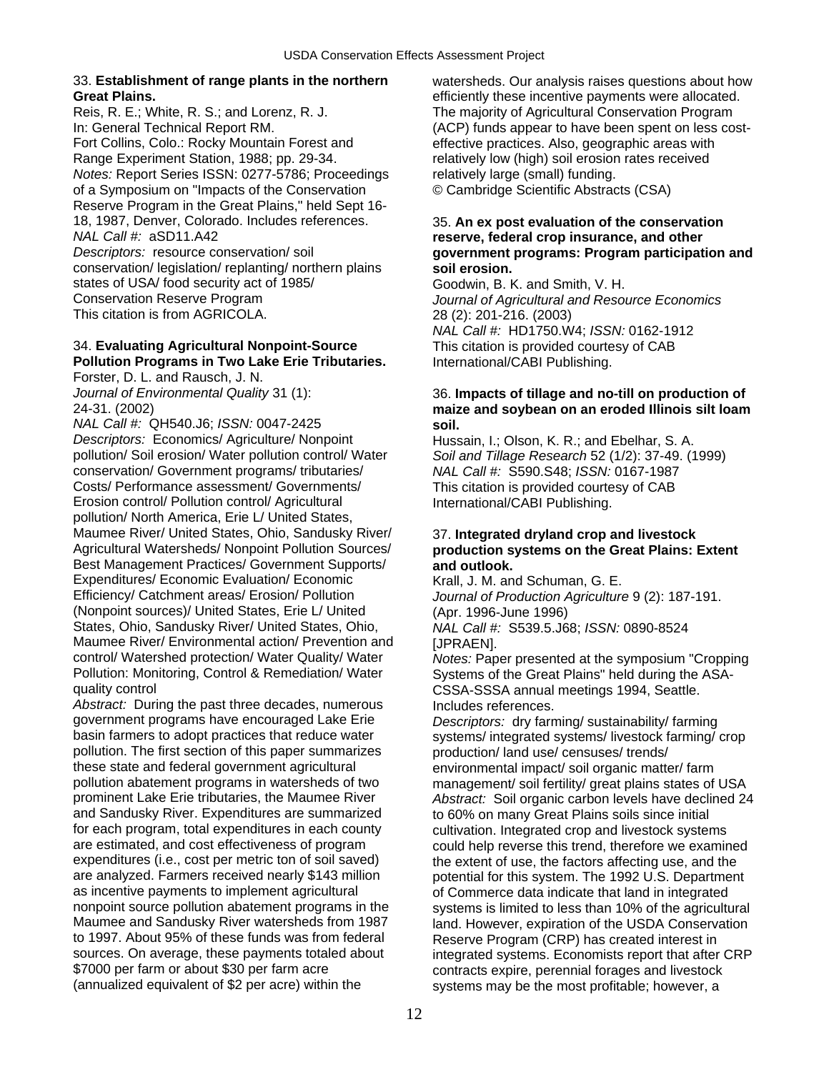33. **Establishment of range plants in the northern Great Plains.**
Reis, R. E.; White, R. S.; and Lorenz, R. J.
In: General Technical Report RM.
Fort Collins, Colo.: Rocky Mountain Forest and Range Experiment Station, 1988; pp. 29-34.
*Notes:* Report Series ISSN: 0277-5786; Proceedings of a Symposium on "Impacts of the Conservation Reserve Program in the Great Plains," held Sept 16-18, 1987, Denver, Colorado. Includes references.
*NAL Call #:* aSD11.A42
*Descriptors:* resource conservation/ soil conservation/ legislation/ replanting/ northern plains states of USA/ food security act of 1985/ Conservation Reserve Program
This citation is from AGRICOLA.

34. **Evaluating Agricultural Nonpoint-Source Pollution Programs in Two Lake Erie Tributaries.**
Forster, D. L. and Rausch, J. N.
*Journal of Environmental Quality* 31 (1): 24-31. (2002)
*NAL Call #:* QH540.J6; *ISSN:* 0047-2425
*Descriptors:* Economics/ Agriculture/ Nonpoint pollution/ Soil erosion/ Water pollution control/ Water conservation/ Government programs/ tributaries/ Costs/ Performance assessment/ Governments/ Erosion control/ Pollution control/ Agricultural pollution/ North America, Erie L/ United States, Maumee River/ United States, Ohio, Sandusky River/ Agricultural Watersheds/ Nonpoint Pollution Sources/ Best Management Practices/ Government Supports/ Expenditures/ Economic Evaluation/ Economic Efficiency/ Catchment areas/ Erosion/ Pollution (Nonpoint sources)/ United States, Erie L/ United States, Ohio, Sandusky River/ United States, Ohio, Maumee River/ Environmental action/ Prevention and control/ Watershed protection/ Water Quality/ Water Pollution: Monitoring, Control & Remediation/ Water quality control
*Abstract:* During the past three decades, numerous government programs have encouraged Lake Erie basin farmers to adopt practices that reduce water pollution. The first section of this paper summarizes these state and federal government agricultural pollution abatement programs in watersheds of two prominent Lake Erie tributaries, the Maumee River and Sandusky River. Expenditures are summarized for each program, total expenditures in each county are estimated, and cost effectiveness of program expenditures (i.e., cost per metric ton of soil saved) are analyzed. Farmers received nearly $143 million as incentive payments to implement agricultural nonpoint source pollution abatement programs in the Maumee and Sandusky River watersheds from 1987 to 1997. About 95% of these funds was from federal sources. On average, these payments totaled about $7000 per farm or about $30 per farm acre (annualized equivalent of $2 per acre) within the watersheds. Our analysis raises questions about how efficiently these incentive payments were allocated. The majority of Agricultural Conservation Program (ACP) funds appear to have been spent on less cost-effective practices. Also, geographic areas with relatively low (high) soil erosion rates received relatively large (small) funding.
© Cambridge Scientific Abstracts (CSA)

35. **An ex post evaluation of the conservation reserve, federal crop insurance, and other government programs: Program participation and soil erosion.**
Goodwin, B. K. and Smith, V. H.
*Journal of Agricultural and Resource Economics* 28 (2): 201-216. (2003)
*NAL Call #:* HD1750.W4; *ISSN:* 0162-1912
This citation is provided courtesy of CAB International/CABI Publishing.

36. **Impacts of tillage and no-till on production of maize and soybean on an eroded Illinois silt loam soil.**
Hussain, I.; Olson, K. R.; and Ebelhar, S. A.
*Soil and Tillage Research* 52 (1/2): 37-49. (1999)
*NAL Call #:* S590.S48; *ISSN:* 0167-1987
This citation is provided courtesy of CAB International/CABI Publishing.

37. **Integrated dryland crop and livestock production systems on the Great Plains: Extent and outlook.**
Krall, J. M. and Schuman, G. E.
*Journal of Production Agriculture* 9 (2): 187-191. (Apr. 1996-June 1996)
*NAL Call #:* S539.5.J68; *ISSN:* 0890-8524 [JPRAEN].
*Notes:* Paper presented at the symposium "Cropping Systems of the Great Plains" held during the ASA-CSSA-SSSA annual meetings 1994, Seattle. Includes references.
*Descriptors:* dry farming/ sustainability/ farming systems/ integrated systems/ livestock farming/ crop production/ land use/ censuses/ trends/ environmental impact/ soil organic matter/ farm management/ soil fertility/ great plains states of USA
*Abstract:* Soil organic carbon levels have declined 24 to 60% on many Great Plains soils since initial cultivation. Integrated crop and livestock systems could help reverse this trend, therefore we examined the extent of use, the factors affecting use, and the potential for this system. The 1992 U.S. Department of Commerce data indicate that land in integrated systems is limited to less than 10% of the agricultural land. However, expiration of the USDA Conservation Reserve Program (CRP) has created interest in integrated systems. Economists report that after CRP contracts expire, perennial forages and livestock systems may be the most profitable; however, a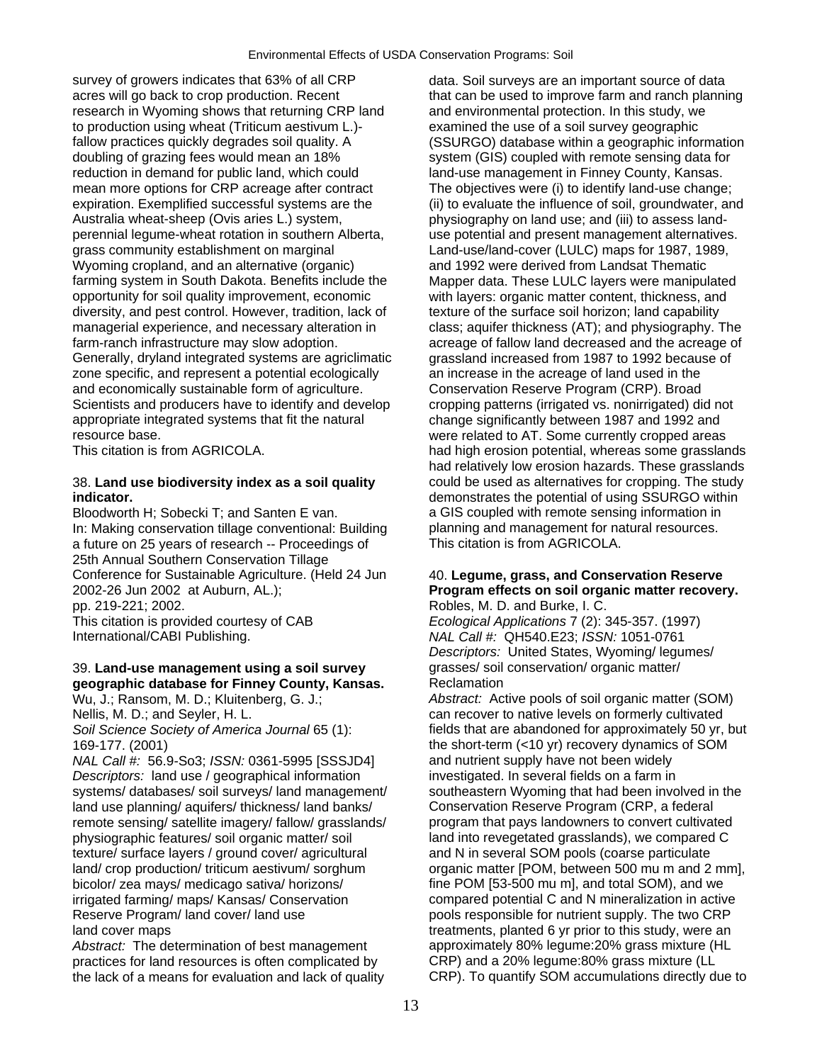survey of growers indicates that 63% of all CRP acres will go back to crop production. Recent research in Wyoming shows that returning CRP land to production using wheat (Triticum aestivum L.)-fallow practices quickly degrades soil quality. A doubling of grazing fees would mean an 18% reduction in demand for public land, which could mean more options for CRP acreage after contract expiration. Exemplified successful systems are the Australia wheat-sheep (Ovis aries L.) system, perennial legume-wheat rotation in southern Alberta, grass community establishment on marginal Wyoming cropland, and an alternative (organic) farming system in South Dakota. Benefits include the opportunity for soil quality improvement, economic diversity, and pest control. However, tradition, lack of managerial experience, and necessary alteration in farm-ranch infrastructure may slow adoption. Generally, dryland integrated systems are agriclimatic zone specific, and represent a potential ecologically and economically sustainable form of agriculture. Scientists and producers have to identify and develop appropriate integrated systems that fit the natural resource base.
This citation is from AGRICOLA.

38. **Land use biodiversity index as a soil quality indicator.**
Bloodworth H; Sobecki T; and Santen E van.
In: Making conservation tillage conventional: Building a future on 25 years of research -- Proceedings of 25th Annual Southern Conservation Tillage Conference for Sustainable Agriculture. (Held 24 Jun 2002-26 Jun 2002 at Auburn, AL.);
pp. 219-221; 2002.
This citation is provided courtesy of CAB International/CABI Publishing.

39. **Land-use management using a soil survey geographic database for Finney County, Kansas.**
Wu, J.; Ransom, M. D.; Kluitenberg, G. J.; Nellis, M. D.; and Seyler, H. L.
*Soil Science Society of America Journal* 65 (1): 169-177. (2001)
*NAL Call #:* 56.9-So3; *ISSN:* 0361-5995 [SSSJD4]
*Descriptors:* land use / geographical information systems/ databases/ soil surveys/ land management/ land use planning/ aquifers/ thickness/ land banks/ remote sensing/ satellite imagery/ fallow/ grasslands/ physiographic features/ soil organic matter/ soil texture/ surface layers / ground cover/ agricultural land/ crop production/ triticum aestivum/ sorghum bicolor/ zea mays/ medicago sativa/ horizons/ irrigated farming/ maps/ Kansas/ Conservation Reserve Program/ land cover/ land use land cover maps
*Abstract:* The determination of best management practices for land resources is often complicated by the lack of a means for evaluation and lack of quality data. Soil surveys are an important source of data that can be used to improve farm and ranch planning and environmental protection. In this study, we examined the use of a soil survey geographic (SSURGO) database within a geographic information system (GIS) coupled with remote sensing data for land-use management in Finney County, Kansas. The objectives were (i) to identify land-use change; (ii) to evaluate the influence of soil, groundwater, and physiography on land use; and (iii) to assess land-use potential and present management alternatives. Land-use/land-cover (LULC) maps for 1987, 1989, and 1992 were derived from Landsat Thematic Mapper data. These LULC layers were manipulated with layers: organic matter content, thickness, and texture of the surface soil horizon; land capability class; aquifer thickness (AT); and physiography. The acreage of fallow land decreased and the acreage of grassland increased from 1987 to 1992 because of an increase in the acreage of land used in the Conservation Reserve Program (CRP). Broad cropping patterns (irrigated vs. nonirrigated) did not change significantly between 1987 and 1992 and were related to AT. Some currently cropped areas had high erosion potential, whereas some grasslands had relatively low erosion hazards. These grasslands could be used as alternatives for cropping. The study demonstrates the potential of using SSURGO within a GIS coupled with remote sensing information in planning and management for natural resources.
This citation is from AGRICOLA.

40. **Legume, grass, and Conservation Reserve Program effects on soil organic matter recovery.**
Robles, M. D. and Burke, I. C.
*Ecological Applications* 7 (2): 345-357. (1997)
*NAL Call #:* QH540.E23; *ISSN:* 1051-0761
*Descriptors:* United States, Wyoming/ legumes/ grasses/ soil conservation/ organic matter/ Reclamation
*Abstract:* Active pools of soil organic matter (SOM) can recover to native levels on formerly cultivated fields that are abandoned for approximately 50 yr, but the short-term (<10 yr) recovery dynamics of SOM and nutrient supply have not been widely investigated. In several fields on a farm in southeastern Wyoming that had been involved in the Conservation Reserve Program (CRP, a federal program that pays landowners to convert cultivated land into revegetated grasslands), we compared C and N in several SOM pools (coarse particulate organic matter [POM, between 500 mu m and 2 mm], fine POM [53-500 mu m], and total SOM), and we compared potential C and N mineralization in active pools responsible for nutrient supply. The two CRP treatments, planted 6 yr prior to this study, were an approximately 80% legume:20% grass mixture (HL CRP) and a 20% legume:80% grass mixture (LL CRP). To quantify SOM accumulations directly due to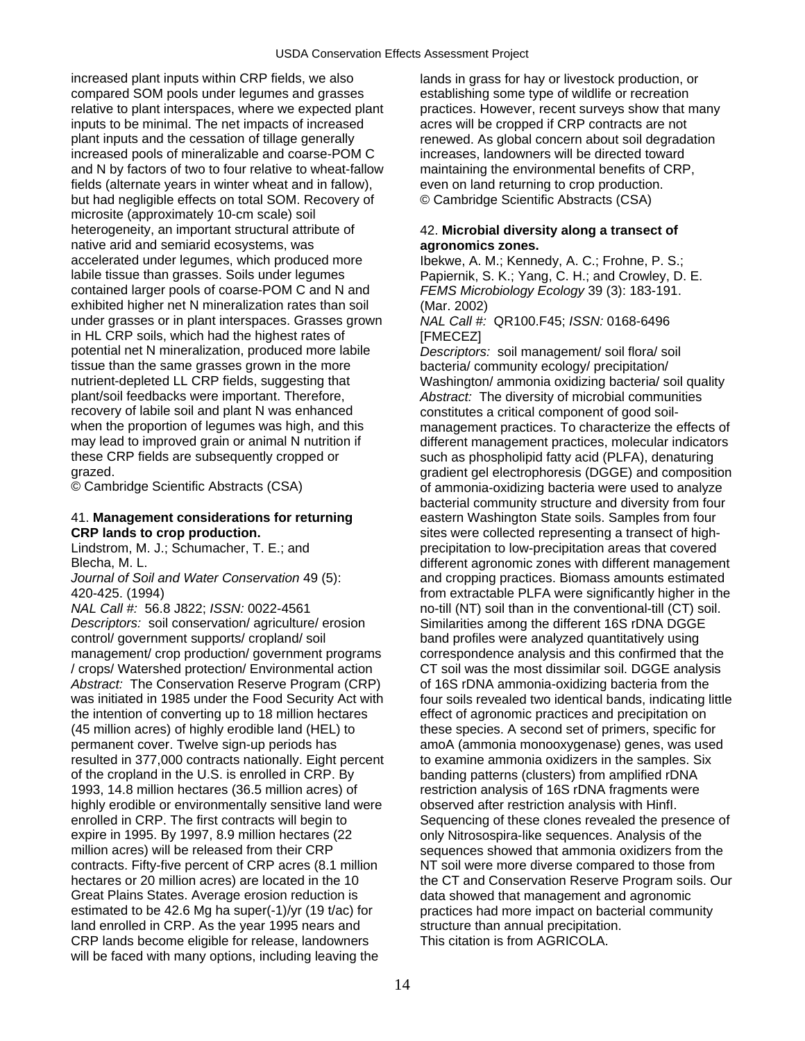increased plant inputs within CRP fields, we also compared SOM pools under legumes and grasses relative to plant interspaces, where we expected plant inputs to be minimal. The net impacts of increased plant inputs and the cessation of tillage generally increased pools of mineralizable and coarse-POM C and N by factors of two to four relative to wheat-fallow fields (alternate years in winter wheat and in fallow), but had negligible effects on total SOM. Recovery of microsite (approximately 10-cm scale) soil heterogeneity, an important structural attribute of native arid and semiarid ecosystems, was accelerated under legumes, which produced more labile tissue than grasses. Soils under legumes contained larger pools of coarse-POM C and N and exhibited higher net N mineralization rates than soil under grasses or in plant interspaces. Grasses grown in HL CRP soils, which had the highest rates of potential net N mineralization, produced more labile tissue than the same grasses grown in the more nutrient-depleted LL CRP fields, suggesting that plant/soil feedbacks were important. Therefore, recovery of labile soil and plant N was enhanced when the proportion of legumes was high, and this may lead to improved grain or animal N nutrition if these CRP fields are subsequently cropped or grazed.
© Cambridge Scientific Abstracts (CSA)

41. **Management considerations for returning CRP lands to crop production.**
Lindstrom, M. J.; Schumacher, T. E.; and Blecha, M. L.
*Journal of Soil and Water Conservation* 49 (5): 420-425. (1994)
*NAL Call #:* 56.8 J822; *ISSN:* 0022-4561
*Descriptors:* soil conservation/ agriculture/ erosion control/ government supports/ cropland/ soil management/ crop production/ government programs / crops/ Watershed protection/ Environmental action
*Abstract:* The Conservation Reserve Program (CRP) was initiated in 1985 under the Food Security Act with the intention of converting up to 18 million hectares (45 million acres) of highly erodible land (HEL) to permanent cover. Twelve sign-up periods has resulted in 377,000 contracts nationally. Eight percent of the cropland in the U.S. is enrolled in CRP. By 1993, 14.8 million hectares (36.5 million acres) of highly erodible or environmentally sensitive land were enrolled in CRP. The first contracts will begin to expire in 1995. By 1997, 8.9 million hectares (22 million acres) will be released from their CRP contracts. Fifty-five percent of CRP acres (8.1 million hectares or 20 million acres) are located in the 10 Great Plains States. Average erosion reduction is estimated to be 42.6 Mg ha super(-1)/yr (19 t/ac) for land enrolled in CRP. As the year 1995 nears and CRP lands become eligible for release, landowners will be faced with many options, including leaving the lands in grass for hay or livestock production, or establishing some type of wildlife or recreation practices. However, recent surveys show that many acres will be cropped if CRP contracts are not renewed. As global concern about soil degradation increases, landowners will be directed toward maintaining the environmental benefits of CRP, even on land returning to crop production.
© Cambridge Scientific Abstracts (CSA)

42. **Microbial diversity along a transect of agronomics zones.**
Ibekwe, A. M.; Kennedy, A. C.; Frohne, P. S.; Papiernik, S. K.; Yang, C. H.; and Crowley, D. E.
*FEMS Microbiology Ecology* 39 (3): 183-191. (Mar. 2002)
*NAL Call #:* QR100.F45; *ISSN:* 0168-6496 [FMECEZ]
*Descriptors:* soil management/ soil flora/ soil bacteria/ community ecology/ precipitation/ Washington/ ammonia oxidizing bacteria/ soil quality
*Abstract:* The diversity of microbial communities constitutes a critical component of good soil-management practices. To characterize the effects of different management practices, molecular indicators such as phospholipid fatty acid (PLFA), denaturing gradient gel electrophoresis (DGGE) and composition of ammonia-oxidizing bacteria were used to analyze bacterial community structure and diversity from four eastern Washington State soils. Samples from four sites were collected representing a transect of high-precipitation to low-precipitation areas that covered different agronomic zones with different management and cropping practices. Biomass amounts estimated from extractable PLFA were significantly higher in the no-till (NT) soil than in the conventional-till (CT) soil. Similarities among the different 16S rDNA DGGE band profiles were analyzed quantitatively using correspondence analysis and this confirmed that the CT soil was the most dissimilar soil. DGGE analysis of 16S rDNA ammonia-oxidizing bacteria from the four soils revealed two identical bands, indicating little effect of agronomic practices and precipitation on these species. A second set of primers, specific for amoA (ammonia monooxygenase) genes, was used to examine ammonia oxidizers in the samples. Six banding patterns (clusters) from amplified rDNA restriction analysis of 16S rDNA fragments were observed after restriction analysis with HinfI. Sequencing of these clones revealed the presence of only Nitrosospira-like sequences. Analysis of the sequences showed that ammonia oxidizers from the NT soil were more diverse compared to those from the CT and Conservation Reserve Program soils. Our data showed that management and agronomic practices had more impact on bacterial community structure than annual precipitation.
This citation is from AGRICOLA.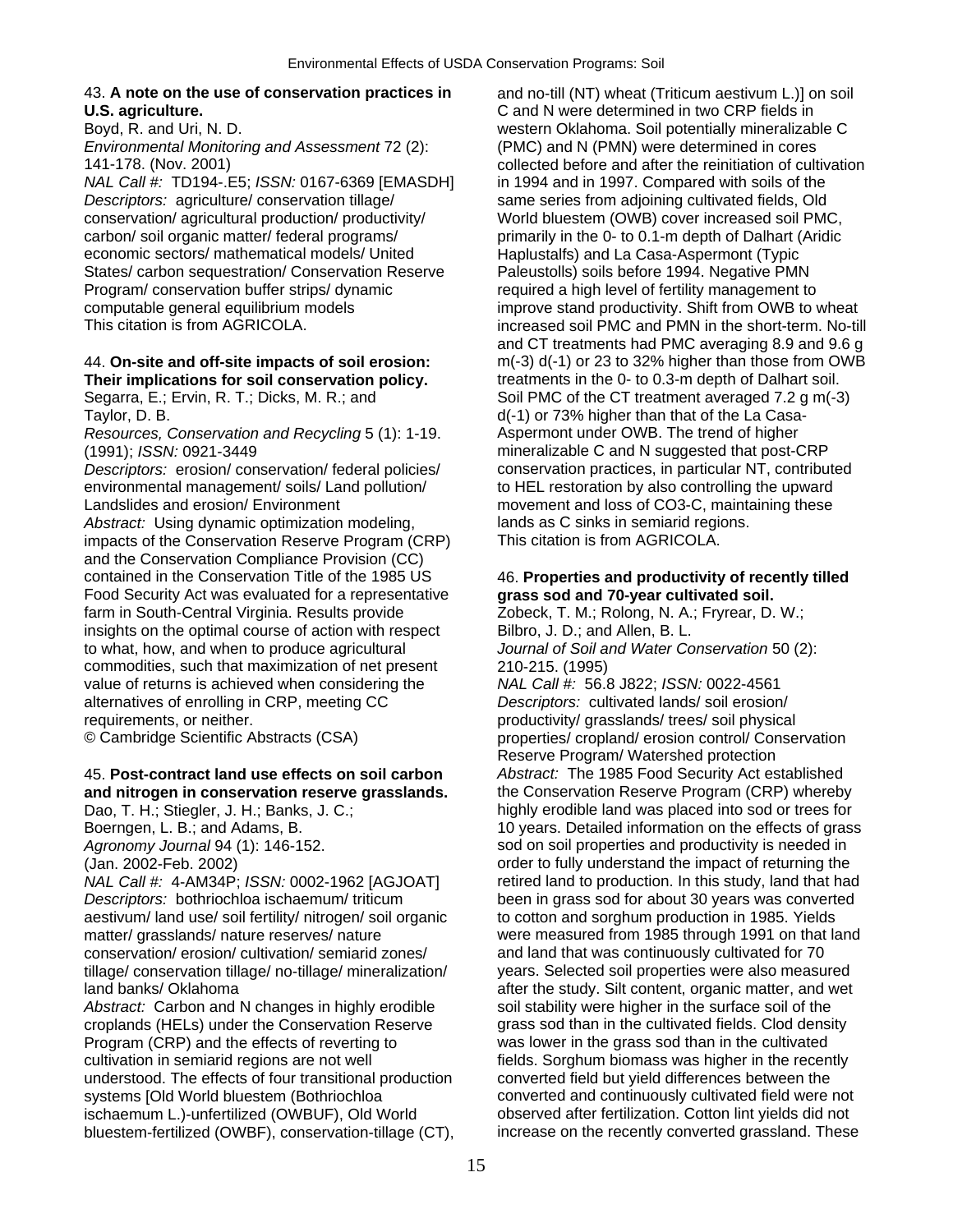43. **A note on the use of conservation practices in U.S. agriculture.**
Boyd, R. and Uri, N. D.
*Environmental Monitoring and Assessment* 72 (2): 141-178. (Nov. 2001)
*NAL Call #:* TD194-.E5; *ISSN:* 0167-6369 [EMASDH]
*Descriptors:* agriculture/ conservation tillage/ conservation/ agricultural production/ productivity/ carbon/ soil organic matter/ federal programs/ economic sectors/ mathematical models/ United States/ carbon sequestration/ Conservation Reserve Program/ conservation buffer strips/ dynamic computable general equilibrium models
This citation is from AGRICOLA.

44. **On-site and off-site impacts of soil erosion: Their implications for soil conservation policy.**
Segarra, E.; Ervin, R. T.; Dicks, M. R.; and Taylor, D. B.
*Resources, Conservation and Recycling* 5 (1): 1-19. (1991); *ISSN:* 0921-3449
*Descriptors:* erosion/ conservation/ federal policies/ environmental management/ soils/ Land pollution/ Landslides and erosion/ Environment
*Abstract:* Using dynamic optimization modeling, impacts of the Conservation Reserve Program (CRP) and the Conservation Compliance Provision (CC) contained in the Conservation Title of the 1985 US Food Security Act was evaluated for a representative farm in South-Central Virginia. Results provide insights on the optimal course of action with respect to what, how, and when to produce agricultural commodities, such that maximization of net present value of returns is achieved when considering the alternatives of enrolling in CRP, meeting CC requirements, or neither.
© Cambridge Scientific Abstracts (CSA)

45. **Post-contract land use effects on soil carbon and nitrogen in conservation reserve grasslands.**
Dao, T. H.; Stiegler, J. H.; Banks, J. C.; Boerngen, L. B.; and Adams, B.
*Agronomy Journal* 94 (1): 146-152. (Jan. 2002-Feb. 2002)
*NAL Call #:* 4-AM34P; *ISSN:* 0002-1962 [AGJOAT]
*Descriptors:* bothriochloa ischaemum/ triticum aestivum/ land use/ soil fertility/ nitrogen/ soil organic matter/ grasslands/ nature reserves/ nature conservation/ erosion/ cultivation/ semiarid zones/ tillage/ conservation tillage/ no-tillage/ mineralization/ land banks/ Oklahoma
*Abstract:* Carbon and N changes in highly erodible croplands (HELs) under the Conservation Reserve Program (CRP) and the effects of reverting to cultivation in semiarid regions are not well understood. The effects of four transitional production systems [Old World bluestem (Bothriochloa ischaemum L.)-unfertilized (OWBUF), Old World bluestem-fertilized (OWBF), conservation-tillage (CT), and no-till (NT) wheat (Triticum aestivum L.)] on soil C and N were determined in two CRP fields in western Oklahoma. Soil potentially mineralizable C (PMC) and N (PMN) were determined in cores collected before and after the reinitiation of cultivation in 1994 and in 1997. Compared with soils of the same series from adjoining cultivated fields, Old World bluestem (OWB) cover increased soil PMC, primarily in the 0- to 0.1-m depth of Dalhart (Aridic Haplustalfs) and La Casa-Aspermont (Typic Paleustolls) soils before 1994. Negative PMN required a high level of fertility management to improve stand productivity. Shift from OWB to wheat increased soil PMC and PMN in the short-term. No-till and CT treatments had PMC averaging 8.9 and 9.6 g $m^{-3}$ $d^{-1}$ or 23 to 32% higher than those from OWB treatments in the 0- to 0.3-m depth of Dalhart soil. Soil PMC of the CT treatment averaged 7.2 g $m^{-3}$ $d^{-1}$ or 73% higher than that of the La Casa-Aspermont under OWB. The trend of higher mineralizable C and N suggested that post-CRP conservation practices, in particular NT, contributed to HEL restoration by also controlling the upward movement and loss of $CO_3$-C, maintaining these lands as C sinks in semiarid regions.
This citation is from AGRICOLA.

46. **Properties and productivity of recently tilled grass sod and 70-year cultivated soil.**
Zobeck, T. M.; Rolong, N. A.; Fryrear, D. W.; Bilbro, J. D.; and Allen, B. L.
*Journal of Soil and Water Conservation* 50 (2): 210-215. (1995)
*NAL Call #:* 56.8 J822; *ISSN:* 0022-4561
*Descriptors:* cultivated lands/ soil erosion/ productivity/ grasslands/ trees/ soil physical properties/ cropland/ erosion control/ Conservation Reserve Program/ Watershed protection
*Abstract:* The 1985 Food Security Act established the Conservation Reserve Program (CRP) whereby highly erodible land was placed into sod or trees for 10 years. Detailed information on the effects of grass sod on soil properties and productivity is needed in order to fully understand the impact of returning the retired land to production. In this study, land that had been in grass sod for about 30 years was converted to cotton and sorghum production in 1985. Yields were measured from 1985 through 1991 on that land and land that was continuously cultivated for 70 years. Selected soil properties were also measured after the study. Silt content, organic matter, and wet soil stability were higher in the surface soil of the grass sod than in the cultivated fields. Clod density was lower in the grass sod than in the cultivated fields. Sorghum biomass was higher in the recently converted field but yield differences between the converted and continuously cultivated field were not observed after fertilization. Cotton lint yields did not increase on the recently converted grassland. These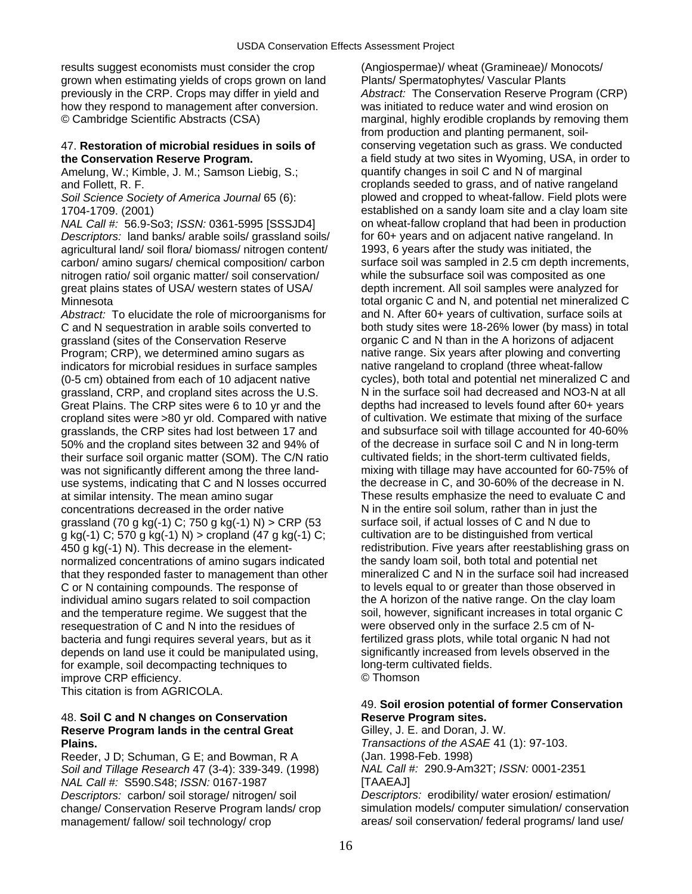results suggest economists must consider the crop grown when estimating yields of crops grown on land previously in the CRP. Crops may differ in yield and how they respond to management after conversion.
© Cambridge Scientific Abstracts (CSA)

47. **Restoration of microbial residues in soils of the Conservation Reserve Program.**
Amelung, W.; Kimble, J. M.; Samson Liebig, S.; and Follett, R. F.
*Soil Science Society of America Journal* 65 (6): 1704-1709. (2001)
*NAL Call #:* 56.9-So3; *ISSN:* 0361-5995 [SSSJD4]
*Descriptors:* land banks/ arable soils/ grassland soils/ agricultural land/ soil flora/ biomass/ nitrogen content/ carbon/ amino sugars/ chemical composition/ carbon nitrogen ratio/ soil organic matter/ soil conservation/ great plains states of USA/ western states of USA/ Minnesota
*Abstract:* To elucidate the role of microorganisms for C and N sequestration in arable soils converted to grassland (sites of the Conservation Reserve Program; CRP), we determined amino sugars as indicators for microbial residues in surface samples (0-5 cm) obtained from each of 10 adjacent native grassland, CRP, and cropland sites across the U.S. Great Plains. The CRP sites were 6 to 10 yr and the cropland sites were >80 yr old. Compared with native grasslands, the CRP sites had lost between 17 and 50% and the cropland sites between 32 and 94% of their surface soil organic matter (SOM). The C/N ratio was not significantly different among the three land-use systems, indicating that C and N losses occurred at similar intensity. The mean amino sugar concentrations decreased in the order native grassland (70 g kg(-1) C; 750 g kg(-1) N) > CRP (53 g kg(-1) C; 570 g kg(-1) N) > cropland (47 g kg(-1) C; 450 g kg(-1) N). This decrease in the element-normalized concentrations of amino sugars indicated that they responded faster to management than other C or N containing compounds. The response of individual amino sugars related to soil compaction and the temperature regime. We suggest that the resequestration of C and N into the residues of bacteria and fungi requires several years, but as it depends on land use it could be manipulated using, for example, soil decompacting techniques to improve CRP efficiency.
This citation is from AGRICOLA.

48. **Soil C and N changes on Conservation Reserve Program lands in the central Great Plains.**
Reeder, J D; Schuman, G E; and Bowman, R A
*Soil and Tillage Research* 47 (3-4): 339-349. (1998)
*NAL Call #:* S590.S48; *ISSN:* 0167-1987
*Descriptors:* carbon/ soil storage/ nitrogen/ soil change/ Conservation Reserve Program lands/ crop management/ fallow/ soil technology/ crop (Angiospermae)/ wheat (Gramineae)/ Monocots/ Plants/ Spermatophytes/ Vascular Plants
*Abstract:* The Conservation Reserve Program (CRP) was initiated to reduce water and wind erosion on marginal, highly erodible croplands by removing them from production and planting permanent, soil-conserving vegetation such as grass. We conducted a field study at two sites in Wyoming, USA, in order to quantify changes in soil C and N of marginal croplands seeded to grass, and of native rangeland plowed and cropped to wheat-fallow. Field plots were established on a sandy loam site and a clay loam site on wheat-fallow cropland that had been in production for 60+ years and on adjacent native rangeland. In 1993, 6 years after the study was initiated, the surface soil was sampled in 2.5 cm depth increments, while the subsurface soil was composited as one depth increment. All soil samples were analyzed for total organic C and N, and potential net mineralized C and N. After 60+ years of cultivation, surface soils at both study sites were 18-26% lower (by mass) in total organic C and N than in the A horizons of adjacent native range. Six years after plowing and converting native rangeland to cropland (three wheat-fallow cycles), both total and potential net mineralized C and N in the surface soil had decreased and $NO_3$-N at all depths had increased to levels found after 60+ years of cultivation. We estimate that mixing of the surface and subsurface soil with tillage accounted for 40-60% of the decrease in surface soil C and N in long-term cultivated fields; in the short-term cultivated fields, mixing with tillage may have accounted for 60-75% of the decrease in C, and 30-60% of the decrease in N. These results emphasize the need to evaluate C and N in the entire soil solum, rather than in just the surface soil, if actual losses of C and N due to cultivation are to be distinguished from vertical redistribution. Five years after reestablishing grass on the sandy loam soil, both total and potential net mineralized C and N in the surface soil had increased to levels equal to or greater than those observed in the A horizon of the native range. On the clay loam soil, however, significant increases in total organic C were observed only in the surface 2.5 cm of N-fertilized grass plots, while total organic N had not significantly increased from levels observed in the long-term cultivated fields.
© Thomson

49. **Soil erosion potential of former Conservation Reserve Program sites.**
Gilley, J. E. and Doran, J. W.
*Transactions of the ASAE* 41 (1): 97-103. (Jan. 1998-Feb. 1998)
*NAL Call #:* 290.9-Am32T; *ISSN:* 0001-2351 [TAAEAJ]
*Descriptors:* erodibility/ water erosion/ estimation/ simulation models/ computer simulation/ conservation areas/ soil conservation/ federal programs/ land use/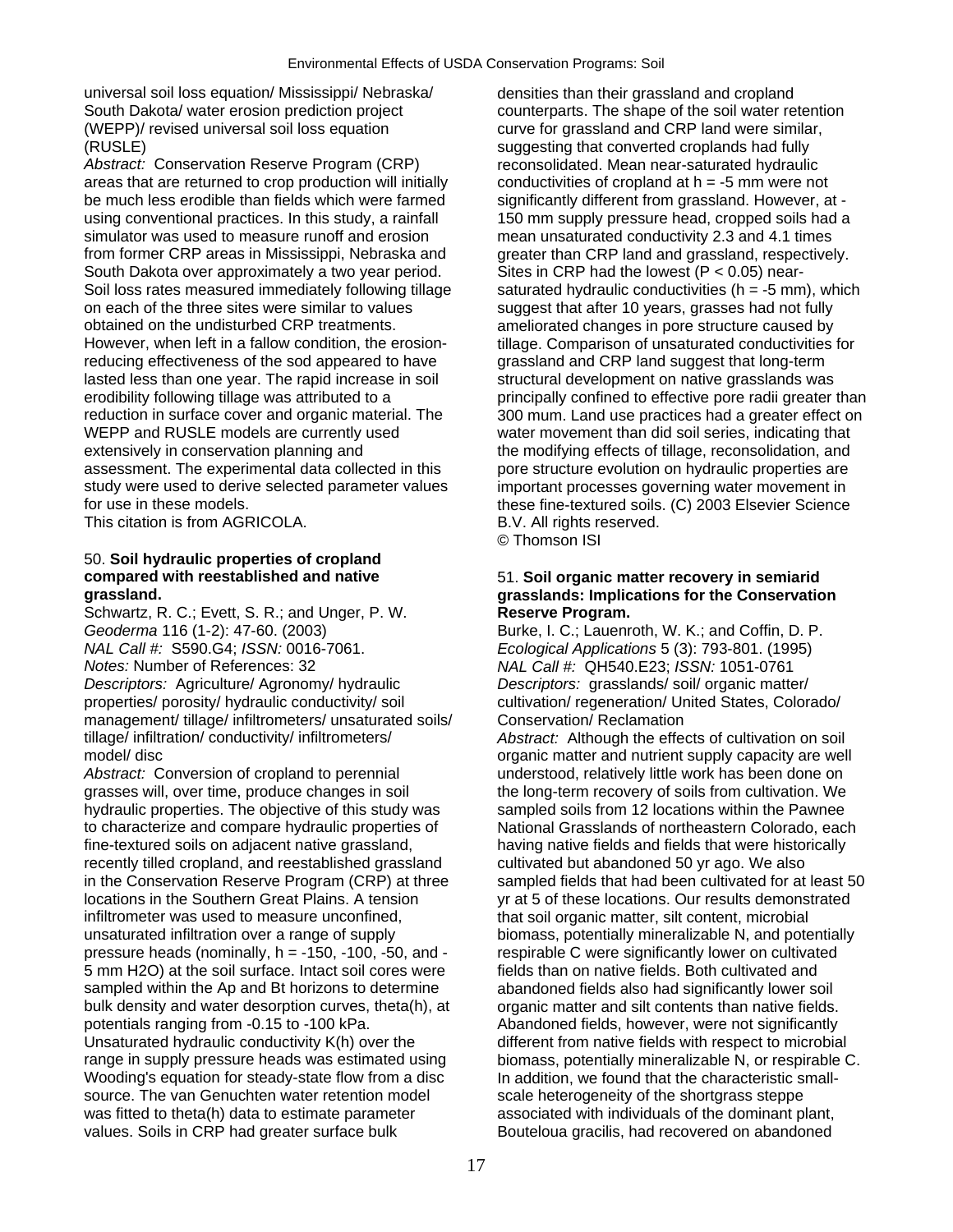universal soil loss equation/ Mississippi/ Nebraska/ South Dakota/ water erosion prediction project (WEPP)/ revised universal soil loss equation (RUSLE)

*Abstract:* Conservation Reserve Program (CRP) areas that are returned to crop production will initially be much less erodible than fields which were farmed using conventional practices. In this study, a rainfall simulator was used to measure runoff and erosion from former CRP areas in Mississippi, Nebraska and South Dakota over approximately a two year period. Soil loss rates measured immediately following tillage on each of the three sites were similar to values obtained on the undisturbed CRP treatments. However, when left in a fallow condition, the erosion-reducing effectiveness of the sod appeared to have lasted less than one year. The rapid increase in soil erodibility following tillage was attributed to a reduction in surface cover and organic material. The WEPP and RUSLE models are currently used extensively in conservation planning and assessment. The experimental data collected in this study were used to derive selected parameter values for use in these models.

This citation is from AGRICOLA.

### 50. **Soil hydraulic properties of cropland compared with reestablished and native grassland.**

Schwartz, R. C.; Evett, S. R.; and Unger, P. W.

*Geoderma* 116 (1-2): 47-60. (2003)

*NAL Call #:* S590.G4; *ISSN:* 0016-7061.

*Notes:* Number of References: 32

*Descriptors:* Agriculture/ Agronomy/ hydraulic properties/ porosity/ hydraulic conductivity/ soil management/ tillage/ infiltrometers/ unsaturated soils/ tillage/ infiltration/ conductivity/ infiltrometers/ model/ disc

*Abstract:* Conversion of cropland to perennial grasses will, over time, produce changes in soil hydraulic properties. The objective of this study was to characterize and compare hydraulic properties of fine-textured soils on adjacent native grassland, recently tilled cropland, and reestablished grassland in the Conservation Reserve Program (CRP) at three locations in the Southern Great Plains. A tension infiltrometer was used to measure unconfined, unsaturated infiltration over a range of supply pressure heads (nominally, $h = -150, -100, -50$, and $-5$ mm $H_2O$) at the soil surface. Intact soil cores were sampled within the Ap and Bt horizons to determine bulk density and water desorption curves, theta(h), at potentials ranging from -0.15 to -100 kPa. Unsaturated hydraulic conductivity K(h) over the range in supply pressure heads was estimated using Wooding's equation for steady-state flow from a disc source. The van Genuchten water retention model was fitted to theta(h) data to estimate parameter values. Soils in CRP had greater surface bulk densities than their grassland and cropland counterparts. The shape of the soil water retention curve for grassland and CRP land were similar, suggesting that converted croplands had fully reconsolidated. Mean near-saturated hydraulic conductivities of cropland at $h = -5$ mm were not significantly different from grassland. However, at -150 mm supply pressure head, cropped soils had a mean unsaturated conductivity 2.3 and 4.1 times greater than CRP land and grassland, respectively. Sites in CRP had the lowest ($P < 0.05$) near-saturated hydraulic conductivities ($h = -5$ mm), which suggest that after 10 years, grasses had not fully ameliorated changes in pore structure caused by tillage. Comparison of unsaturated conductivities for grassland and CRP land suggest that long-term structural development on native grasslands was principally confined to effective pore radii greater than 300 mum. Land use practices had a greater effect on water movement than did soil series, indicating that the modifying effects of tillage, reconsolidation, and pore structure evolution on hydraulic properties are important processes governing water movement in these fine-textured soils. (C) 2003 Elsevier Science B.V. All rights reserved.

© Thomson ISI

### 51. **Soil organic matter recovery in semiarid grasslands: Implications for the Conservation Reserve Program.**

Burke, I. C.; Lauenroth, W. K.; and Coffin, D. P.

*Ecological Applications* 5 (3): 793-801. (1995)

*NAL Call #:* QH540.E23; *ISSN:* 1051-0761

*Descriptors:* grasslands/ soil/ organic matter/ cultivation/ regeneration/ United States, Colorado/ Conservation/ Reclamation

*Abstract:* Although the effects of cultivation on soil organic matter and nutrient supply capacity are well understood, relatively little work has been done on the long-term recovery of soils from cultivation. We sampled soils from 12 locations within the Pawnee National Grasslands of northeastern Colorado, each having native fields and fields that were historically cultivated but abandoned 50 yr ago. We also sampled fields that had been cultivated for at least 50 yr at 5 of these locations. Our results demonstrated that soil organic matter, silt content, microbial biomass, potentially mineralizable N, and potentially respirable C were significantly lower on cultivated fields than on native fields. Both cultivated and abandoned fields also had significantly lower soil organic matter and silt contents than native fields. Abandoned fields, however, were not significantly different from native fields with respect to microbial biomass, potentially mineralizable N, or respirable C. In addition, we found that the characteristic small-scale heterogeneity of the shortgrass steppe associated with individuals of the dominant plant, Bouteloua gracilis, had recovered on abandoned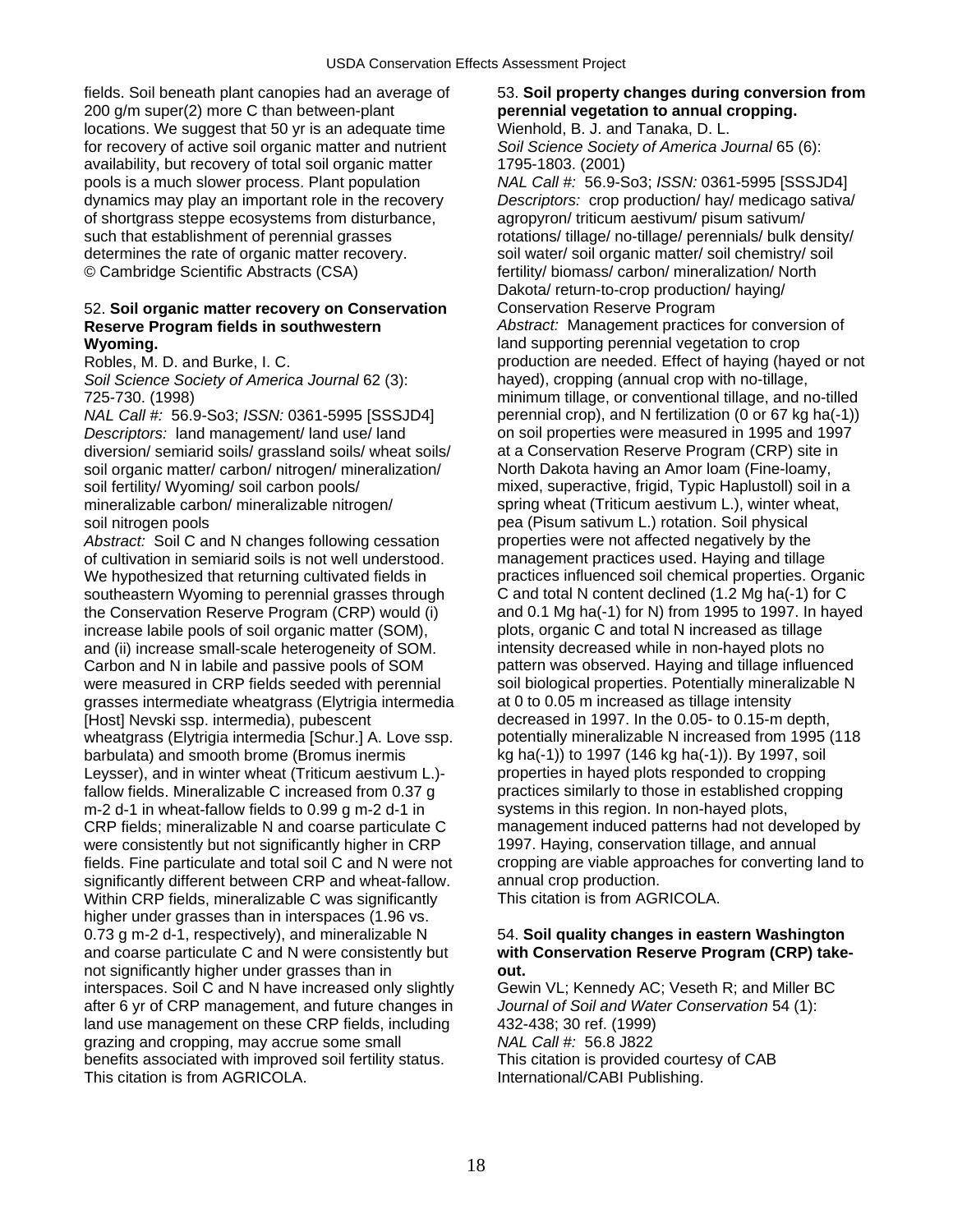fields. Soil beneath plant canopies had an average of 200 g/m super(2) more C than between-plant locations. We suggest that 50 yr is an adequate time for recovery of active soil organic matter and nutrient availability, but recovery of total soil organic matter pools is a much slower process. Plant population dynamics may play an important role in the recovery of shortgrass steppe ecosystems from disturbance, such that establishment of perennial grasses determines the rate of organic matter recovery.
© Cambridge Scientific Abstracts (CSA)

52. **Soil organic matter recovery on Conservation Reserve Program fields in southwestern Wyoming.**
Robles, M. D. and Burke, I. C.
*Soil Science Society of America Journal* 62 (3): 725-730. (1998)
*NAL Call #:* 56.9-So3; *ISSN:* 0361-5995 [SSSJD4]
*Descriptors:* land management/ land use/ land diversion/ semiarid soils/ grassland soils/ wheat soils/ soil organic matter/ carbon/ nitrogen/ mineralization/ soil fertility/ Wyoming/ soil carbon pools/ mineralizable carbon/ mineralizable nitrogen/ soil nitrogen pools
*Abstract:* Soil C and N changes following cessation of cultivation in semiarid soils is not well understood. We hypothesized that returning cultivated fields in southeastern Wyoming to perennial grasses through the Conservation Reserve Program (CRP) would (i) increase labile pools of soil organic matter (SOM), and (ii) increase small-scale heterogeneity of SOM. Carbon and N in labile and passive pools of SOM were measured in CRP fields seeded with perennial grasses intermediate wheatgrass (Elytrigia intermedia [Host] Nevski ssp. intermedia), pubescent wheatgrass (Elytrigia intermedia [Schur.] A. Love ssp. barbulata) and smooth brome (Bromus inermis Leysser), and in winter wheat (Triticum aestivum L.)-fallow fields. Mineralizable C increased from 0.37 g m-2 d-1 in wheat-fallow fields to 0.99 g m-2 d-1 in CRP fields; mineralizable N and coarse particulate C were consistently but not significantly higher in CRP fields. Fine particulate and total soil C and N were not significantly different between CRP and wheat-fallow. Within CRP fields, mineralizable C was significantly higher under grasses than in interspaces (1.96 vs. 0.73 g m-2 d-1, respectively), and mineralizable N and coarse particulate C and N were consistently but not significantly higher under grasses than in interspaces. Soil C and N have increased only slightly after 6 yr of CRP management, and future changes in land use management on these CRP fields, including grazing and cropping, may accrue some small benefits associated with improved soil fertility status.
This citation is from AGRICOLA.

53. **Soil property changes during conversion from perennial vegetation to annual cropping.**
Wienhold, B. J. and Tanaka, D. L.
*Soil Science Society of America Journal* 65 (6): 1795-1803. (2001)
*NAL Call #:* 56.9-So3; *ISSN:* 0361-5995 [SSSJD4]
*Descriptors:* crop production/ hay/ medicago sativa/ agropyron/ triticum aestivum/ pisum sativum/ rotations/ tillage/ no-tillage/ perennials/ bulk density/ soil water/ soil organic matter/ soil chemistry/ soil fertility/ biomass/ carbon/ mineralization/ North Dakota/ return-to-crop production/ haying/ Conservation Reserve Program
*Abstract:* Management practices for conversion of land supporting perennial vegetation to crop production are needed. Effect of haying (hayed or not hayed), cropping (annual crop with no-tillage, minimum tillage, or conventional tillage, and no-tilled perennial crop), and N fertilization (0 or 67 kg ha(-1)) on soil properties were measured in 1995 and 1997 at a Conservation Reserve Program (CRP) site in North Dakota having an Amor loam (Fine-loamy, mixed, superactive, frigid, Typic Haplustoll) soil in a spring wheat (Triticum aestivum L.), winter wheat, pea (Pisum sativum L.) rotation. Soil physical properties were not affected negatively by the management practices used. Haying and tillage practices influenced soil chemical properties. Organic C and total N content declined (1.2 Mg ha(-1) for C and 0.1 Mg ha(-1) for N) from 1995 to 1997. In hayed plots, organic C and total N increased as tillage intensity decreased while in non-hayed plots no pattern was observed. Haying and tillage influenced soil biological properties. Potentially mineralizable N at 0 to 0.05 m increased as tillage intensity decreased in 1997. In the 0.05- to 0.15-m depth, potentially mineralizable N increased from 1995 (118 kg ha(-1)) to 1997 (146 kg ha(-1)). By 1997, soil properties in hayed plots responded to cropping practices similarly to those in established cropping systems in this region. In non-hayed plots, management induced patterns had not developed by 1997. Haying, conservation tillage, and annual cropping are viable approaches for converting land to annual crop production.
This citation is from AGRICOLA.

54. **Soil quality changes in eastern Washington with Conservation Reserve Program (CRP) take-out.**
Gewin VL; Kennedy AC; Veseth R; and Miller BC
*Journal of Soil and Water Conservation* 54 (1): 432-438; 30 ref. (1999)
*NAL Call #:* 56.8 J822
This citation is provided courtesy of CAB International/CABI Publishing.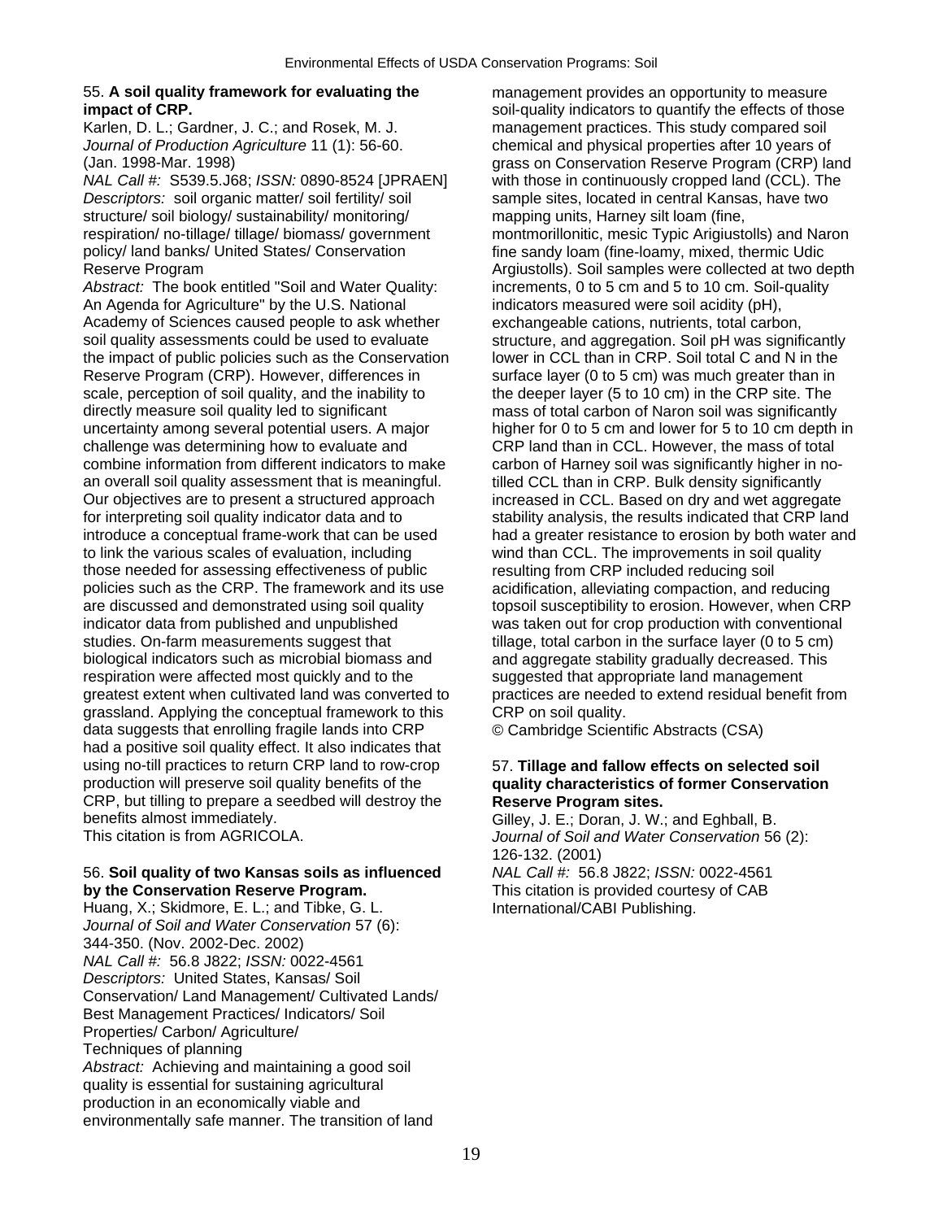### 55. **A soil quality framework for evaluating the impact of CRP.**

Karlen, D. L.; Gardner, J. C.; and Rosek, M. J.
*Journal of Production Agriculture* 11 (1): 56-60. (Jan. 1998-Mar. 1998)
*NAL Call #:* S539.5.J68; *ISSN:* 0890-8524 [JPRAEN]
*Descriptors:* soil organic matter/ soil fertility/ soil structure/ soil biology/ sustainability/ monitoring/ respiration/ no-tillage/ tillage/ biomass/ government policy/ land banks/ United States/ Conservation Reserve Program
*Abstract:* The book entitled "Soil and Water Quality: An Agenda for Agriculture" by the U.S. National Academy of Sciences caused people to ask whether soil quality assessments could be used to evaluate the impact of public policies such as the Conservation Reserve Program (CRP). However, differences in scale, perception of soil quality, and the inability to directly measure soil quality led to significant uncertainty among several potential users. A major challenge was determining how to evaluate and combine information from different indicators to make an overall soil quality assessment that is meaningful. Our objectives are to present a structured approach for interpreting soil quality indicator data and to introduce a conceptual frame-work that can be used to link the various scales of evaluation, including those needed for assessing effectiveness of public policies such as the CRP. The framework and its use are discussed and demonstrated using soil quality indicator data from published and unpublished studies. On-farm measurements suggest that biological indicators such as microbial biomass and respiration were affected most quickly and to the greatest extent when cultivated land was converted to grassland. Applying the conceptual framework to this data suggests that enrolling fragile lands into CRP had a positive soil quality effect. It also indicates that using no-till practices to return CRP land to row-crop production will preserve soil quality benefits of the CRP, but tilling to prepare a seedbed will destroy the benefits almost immediately.
This citation is from AGRICOLA.

### 56. **Soil quality of two Kansas soils as influenced by the Conservation Reserve Program.**

Huang, X.; Skidmore, E. L.; and Tibke, G. L.
*Journal of Soil and Water Conservation* 57 (6): 344-350. (Nov. 2002-Dec. 2002)
*NAL Call #:* 56.8 J822; *ISSN:* 0022-4561
*Descriptors:* United States, Kansas/ Soil Conservation/ Land Management/ Cultivated Lands/ Best Management Practices/ Indicators/ Soil Properties/ Carbon/ Agriculture/
Techniques of planning
*Abstract:* Achieving and maintaining a good soil quality is essential for sustaining agricultural production in an economically viable and environmentally safe manner. The transition of land management provides an opportunity to measure soil-quality indicators to quantify the effects of those management practices. This study compared soil chemical and physical properties after 10 years of grass on Conservation Reserve Program (CRP) land with those in continuously cropped land (CCL). The sample sites, located in central Kansas, have two mapping units, Harney silt loam (fine, montmorillonitic, mesic Typic Arigiustolls) and Naron fine sandy loam (fine-loamy, mixed, thermic Udic Argiustolls). Soil samples were collected at two depth increments, 0 to 5 cm and 5 to 10 cm. Soil-quality indicators measured were soil acidity (pH), exchangeable cations, nutrients, total carbon, structure, and aggregation. Soil pH was significantly lower in CCL than in CRP. Soil total C and N in the surface layer (0 to 5 cm) was much greater than in the deeper layer (5 to 10 cm) in the CRP site. The mass of total carbon of Naron soil was significantly higher for 0 to 5 cm and lower for 5 to 10 cm depth in CRP land than in CCL. However, the mass of total carbon of Harney soil was significantly higher in no-tilled CCL than in CRP. Bulk density significantly increased in CCL. Based on dry and wet aggregate stability analysis, the results indicated that CRP land had a greater resistance to erosion by both water and wind than CCL. The improvements in soil quality resulting from CRP included reducing soil acidification, alleviating compaction, and reducing topsoil susceptibility to erosion. However, when CRP was taken out for crop production with conventional tillage, total carbon in the surface layer (0 to 5 cm) and aggregate stability gradually decreased. This suggested that appropriate land management practices are needed to extend residual benefit from CRP on soil quality.
© Cambridge Scientific Abstracts (CSA)

### 57. **Tillage and fallow effects on selected soil quality characteristics of former Conservation Reserve Program sites.**

Gilley, J. E.; Doran, J. W.; and Eghball, B.
*Journal of Soil and Water Conservation* 56 (2): 126-132. (2001)
*NAL Call #:* 56.8 J822; *ISSN:* 0022-4561
This citation is provided courtesy of CAB International/CABI Publishing.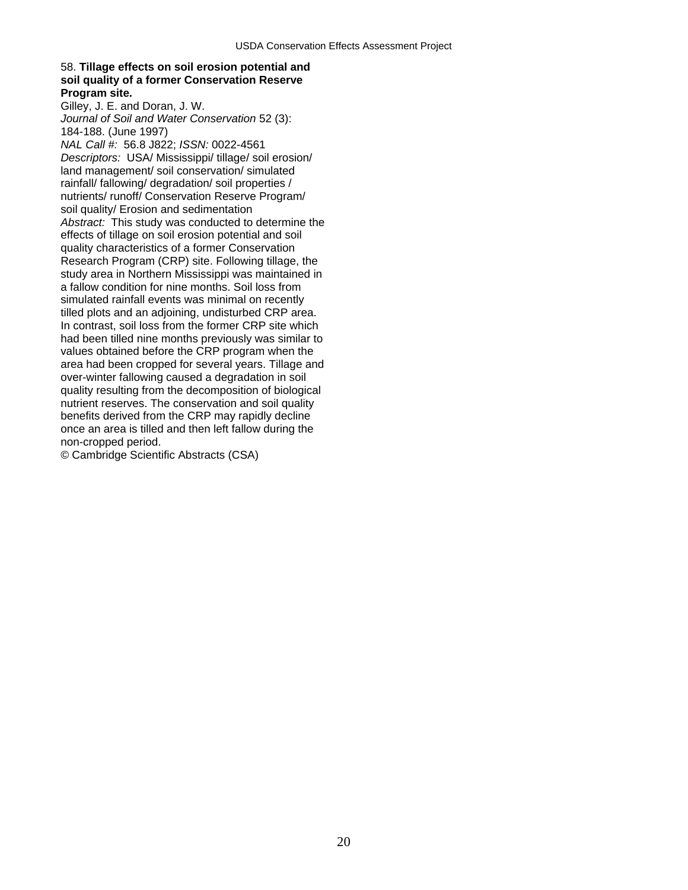58. **Tillage effects on soil erosion potential and soil quality of a former Conservation Reserve Program site.**

Gilley, J. E. and Doran, J. W.

*Journal of Soil and Water Conservation* 52 (3): 184-188. (June 1997)

*NAL Call #:* 56.8 J822; *ISSN:* 0022-4561

*Descriptors:* USA/ Mississippi/ tillage/ soil erosion/ land management/ soil conservation/ simulated rainfall/ fallowing/ degradation/ soil properties / nutrients/ runoff/ Conservation Reserve Program/ soil quality/ Erosion and sedimentation

*Abstract:* This study was conducted to determine the effects of tillage on soil erosion potential and soil quality characteristics of a former Conservation Research Program (CRP) site. Following tillage, the study area in Northern Mississippi was maintained in a fallow condition for nine months. Soil loss from simulated rainfall events was minimal on recently tilled plots and an adjoining, undisturbed CRP area. In contrast, soil loss from the former CRP site which had been tilled nine months previously was similar to values obtained before the CRP program when the area had been cropped for several years. Tillage and over-winter fallowing caused a degradation in soil quality resulting from the decomposition of biological nutrient reserves. The conservation and soil quality benefits derived from the CRP may rapidly decline once an area is tilled and then left fallow during the non-cropped period.

© Cambridge Scientific Abstracts (CSA)